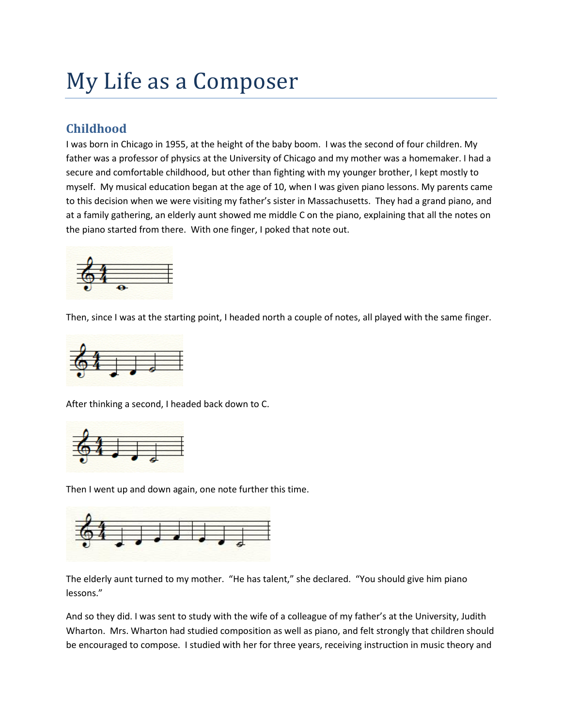# My Life as a Composer

## Childhood

I was born in Chicago in 1955, at the height of the baby boom. I was the second of four children. My father was a professor of physics at the University of Chicago and my mother was a homemaker. I had a secure and comfortable childhood, but other than fighting with my younger brother, I kept mostly to myself. My musical education began at the age of 10, when I was given piano lessons. My parents came to this decision when we were visiting my father's sister in Massachusetts. They had a grand piano, and at a family gathering, an elderly aunt showed me middle C on the piano, explaining that all the notes on the piano started from there. With one finger, I poked that note out.

Then, since I was at the starting point, I headed north a couple of notes, all played with the same finger.

After thinking a second, I headed back down to C.

Then I went up and down again, one note further this time.

The elderly aunt turned to my mother. "He has talent," she declared. "You should give him piano lessons."

And so they did. I was sent to study with the wife of a colleague of my father's at the University, Judith Wharton. Mrs. Wharton had studied composition as well as piano, and felt strongly that children should be encouraged to compose. I studied with her for three years, receiving instruction in music theory and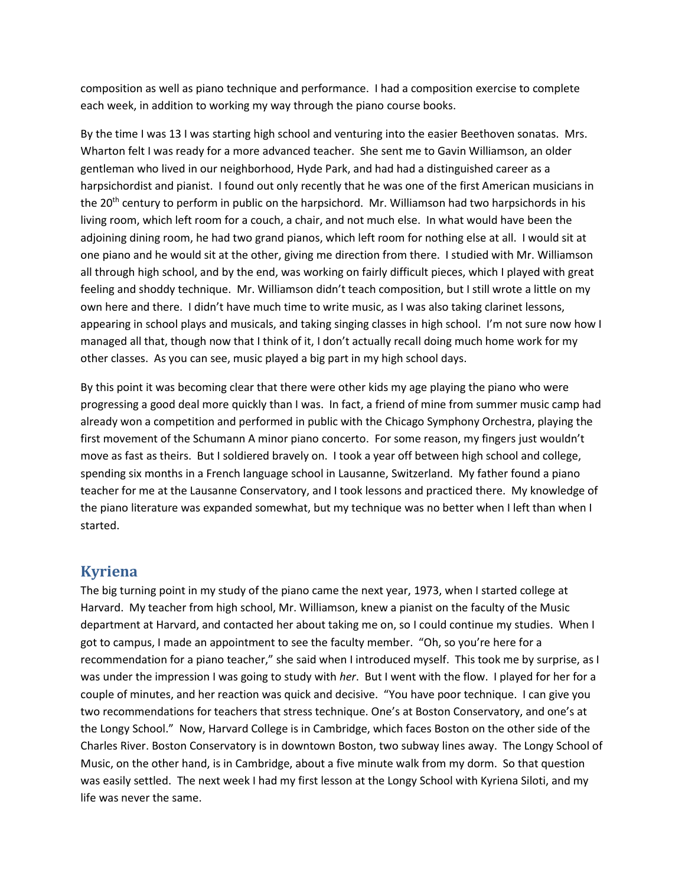composition as well as piano technique and performance. I had a composition exercise to complete each week, in addition to working my way through the piano course books.

By the time I was 13 I was starting high school and venturing into the easier Beethoven sonatas. Mrs. Wharton felt I was ready for a more advanced teacher. She sent me to Gavin Williamson, an older gentleman who lived in our neighborhood, Hyde Park, and had had a distinguished career as a harpsichordist and pianist. I found out only recently that he was one of the first American musicians in the 20th century to perform in public on the harpsichord. Mr. Williamson had two harpsichords in his living room, which left room for a couch, a chair, and not much else. In what would have been the adjoining dining room, he had two grand pianos, which left room for nothing else at all. I would sit at one piano and he would sit at the other, giving me direction from there. I studied with Mr. Williamson all through high school, and by the end, was working on fairly difficult pieces, which I played with great feeling and shoddy technique. Mr. Williamson didn't teach composition, but I still wrote a little on my own here and there. I didn't have much time to write music, as I was also taking clarinet lessons, appearing in school plays and musicals, and taking singing classes in high school. I'm not sure now how I managed all that, though now that I think of it, I don't actually recall doing much home work for my other classes. As you can see, music played a big part in my high school days.

By this point it was becoming clear that there were other kids my age playing the piano who were progressing a good deal more quickly than I was. In fact, a friend of mine from summer music camp had already won a competition and performed in public with the Chicago Symphony Orchestra, playing the first movement of the Schumann A minor piano concerto. For some reason, my fingers just wouldn't move as fast as theirs. But I soldiered bravely on. I took a year off between high school and college, spending six months in a French language school in Lausanne, Switzerland. My father found a piano teacher for me at the Lausanne Conservatory, and I took lessons and practiced there. My knowledge of the piano literature was expanded somewhat, but my technique was no better when I left than when I started.

## Kyriena

The big turning point in my study of the piano came the next year, 1973, when I started college at Harvard. My teacher from high school, Mr. Williamson, knew a pianist on the faculty of the Music department at Harvard, and contacted her about taking me on, so I could continue my studies. When I got to campus, I made an appointment to see the faculty member. "Oh, so you're here for a recommendation for a piano teacher," she said when I introduced myself. This took me by surprise, as I was under the impression I was going to study with *her*. But I went with the flow. I played for her for a couple of minutes, and her reaction was quick and decisive. "You have poor technique. I can give you two recommendations for teachers that stress technique. One's at Boston Conservatory, and one's at the Longy School." Now, Harvard College is in Cambridge, which faces Boston on the other side of the Charles River. Boston Conservatory is in downtown Boston, two subway lines away. The Longy School of Music, on the other hand, is in Cambridge, about a five minute walk from my dorm. So that question was easily settled. The next week I had my first lesson at the Longy School with Kyriena Siloti, and my life was never the same.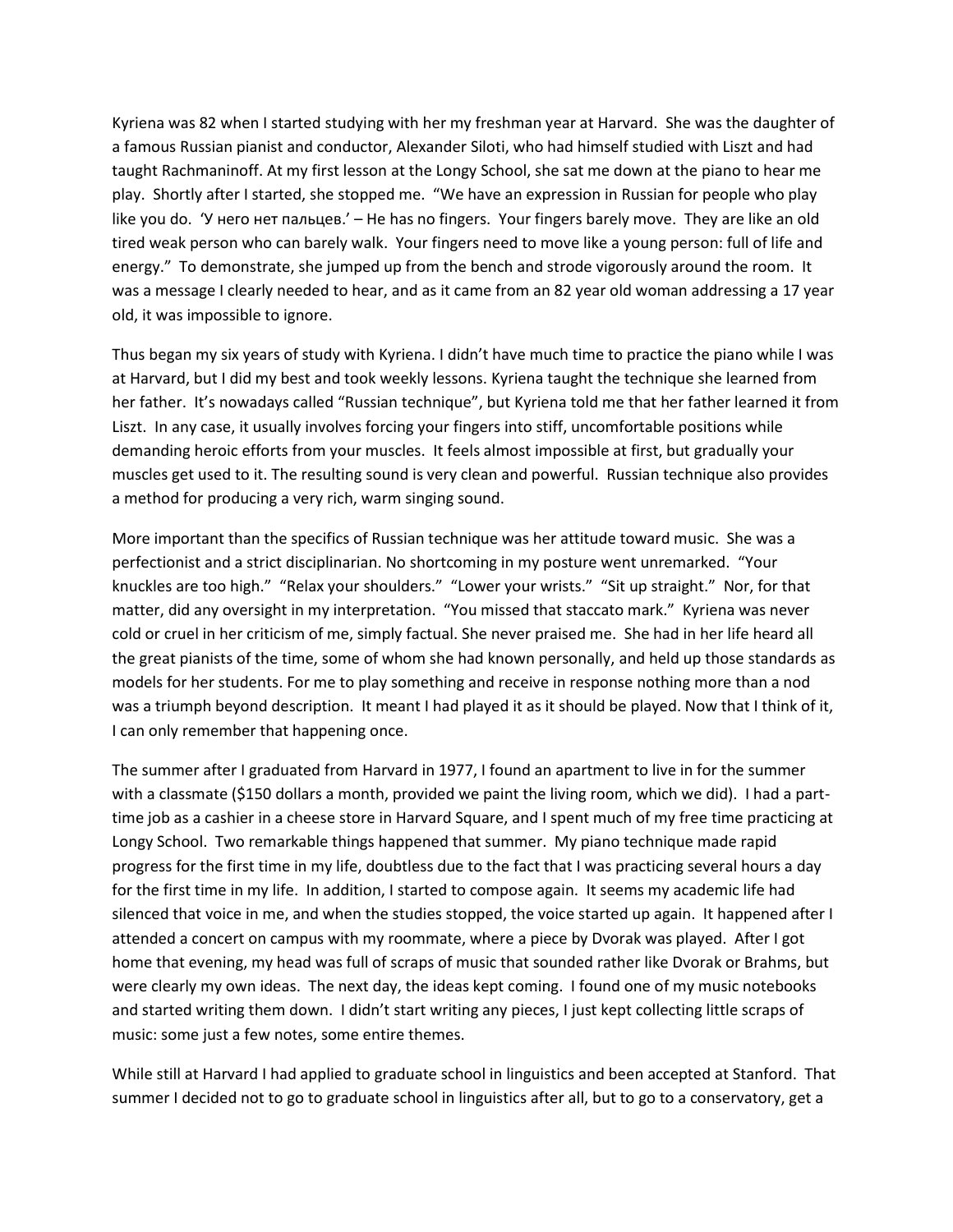Kyriena was 82 when I started studying with her my freshman year at Harvard. She was the daughter of a famous Russian pianist and conductor, Alexander Siloti, who had himself studied with Liszt and had taught Rachmaninoff. At my first lesson at the Longy School, she sat me down at the piano to hear me play. Shortly after I started, she stopped me. "We have an expression in Russian for people who play like you do. 'У него нет пальцев.' – He has no fingers. Your fingers barely move. They are like an old tired weak person who can barely walk. Your fingers need to move like a young person: full of life and energy." To demonstrate, she jumped up from the bench and strode vigorously around the room. It was a message I clearly needed to hear, and as it came from an 82 year old woman addressing a 17 year old, it was impossible to ignore.

Thus began my six years of study with Kyriena. I didn't have much time to practice the piano while I was at Harvard, but I did my best and took weekly lessons. Kyriena taught the technique she learned from her father. It's nowadays called "Russian technique", but Kyriena told me that her father learned it from Liszt. In any case, it usually involves forcing your fingers into stiff, uncomfortable positions while demanding heroic efforts from your muscles. It feels almost impossible at first, but gradually your muscles get used to it. The resulting sound is very clean and powerful. Russian technique also provides a method for producing a very rich, warm singing sound.

More important than the specifics of Russian technique was her attitude toward music. She was a perfectionist and a strict disciplinarian. No shortcoming in my posture went unremarked. "Your knuckles are too high." "Relax your shoulders." "Lower your wrists." "Sit up straight." Nor, for that matter, did any oversight in my interpretation. "You missed that staccato mark." Kyriena was never cold or cruel in her criticism of me, simply factual. She never praised me. She had in her life heard all the great pianists of the time, some of whom she had known personally, and held up those standards as models for her students. For me to play something and receive in response nothing more than a nod was a triumph beyond description. It meant I had played it as it should be played. Now that I think of it, I can only remember that happening once.

The summer after I graduated from Harvard in 1977, I found an apartment to live in for the summer with a classmate ($150 dollars a month, provided we paint the living room, which we did). I had a part-time job as a cashier in a cheese store in Harvard Square, and I spent much of my free time practicing at Longy School. Two remarkable things happened that summer. My piano technique made rapid progress for the first time in my life, doubtless due to the fact that I was practicing several hours a day for the first time in my life. In addition, I started to compose again. It seems my academic life had silenced that voice in me, and when the studies stopped, the voice started up again. It happened after I attended a concert on campus with my roommate, where a piece by Dvorak was played. After I got home that evening, my head was full of scraps of music that sounded rather like Dvorak or Brahms, but were clearly my own ideas. The next day, the ideas kept coming. I found one of my music notebooks and started writing them down. I didn't start writing any pieces, I just kept collecting little scraps of music: some just a few notes, some entire themes.

While still at Harvard I had applied to graduate school in linguistics and been accepted at Stanford. That summer I decided not to go to graduate school in linguistics after all, but to go to a conservatory, get a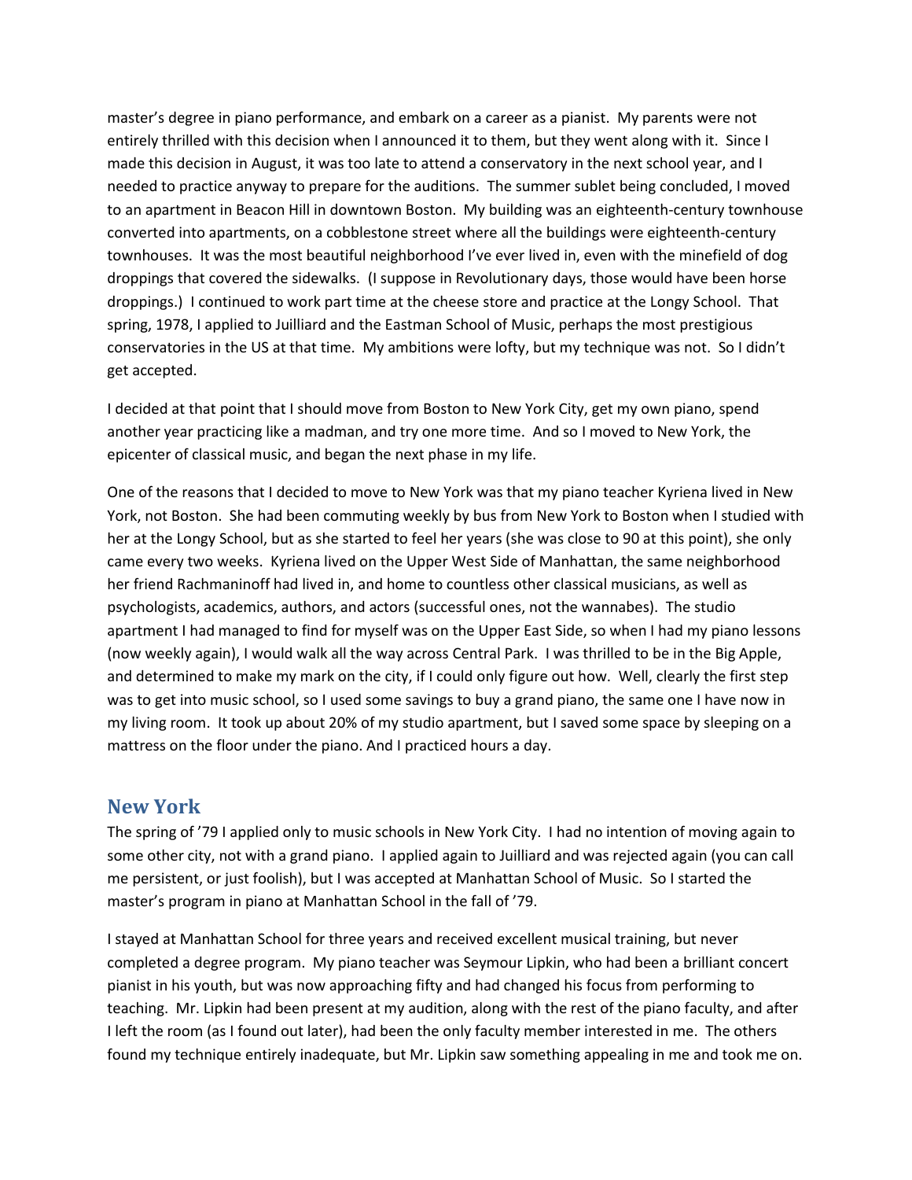master's degree in piano performance, and embark on a career as a pianist. My parents were not entirely thrilled with this decision when I announced it to them, but they went along with it. Since I made this decision in August, it was too late to attend a conservatory in the next school year, and I needed to practice anyway to prepare for the auditions. The summer sublet being concluded, I moved to an apartment in Beacon Hill in downtown Boston. My building was an eighteenth-century townhouse converted into apartments, on a cobblestone street where all the buildings were eighteenth-century townhouses. It was the most beautiful neighborhood I've ever lived in, even with the minefield of dog droppings that covered the sidewalks. (I suppose in Revolutionary days, those would have been horse droppings.) I continued to work part time at the cheese store and practice at the Longy School. That spring, 1978, I applied to Juilliard and the Eastman School of Music, perhaps the most prestigious conservatories in the US at that time. My ambitions were lofty, but my technique was not. So I didn't get accepted.

I decided at that point that I should move from Boston to New York City, get my own piano, spend another year practicing like a madman, and try one more time. And so I moved to New York, the epicenter of classical music, and began the next phase in my life.

One of the reasons that I decided to move to New York was that my piano teacher Kyriena lived in New York, not Boston. She had been commuting weekly by bus from New York to Boston when I studied with her at the Longy School, but as she started to feel her years (she was close to 90 at this point), she only came every two weeks. Kyriena lived on the Upper West Side of Manhattan, the same neighborhood her friend Rachmaninoff had lived in, and home to countless other classical musicians, as well as psychologists, academics, authors, and actors (successful ones, not the wannabes). The studio apartment I had managed to find for myself was on the Upper East Side, so when I had my piano lessons (now weekly again), I would walk all the way across Central Park. I was thrilled to be in the Big Apple, and determined to make my mark on the city, if I could only figure out how. Well, clearly the first step was to get into music school, so I used some savings to buy a grand piano, the same one I have now in my living room. It took up about 20% of my studio apartment, but I saved some space by sleeping on a mattress on the floor under the piano. And I practiced hours a day.

## New York

The spring of '79 I applied only to music schools in New York City. I had no intention of moving again to some other city, not with a grand piano. I applied again to Juilliard and was rejected again (you can call me persistent, or just foolish), but I was accepted at Manhattan School of Music. So I started the master's program in piano at Manhattan School in the fall of '79.

I stayed at Manhattan School for three years and received excellent musical training, but never completed a degree program. My piano teacher was Seymour Lipkin, who had been a brilliant concert pianist in his youth, but was now approaching fifty and had changed his focus from performing to teaching. Mr. Lipkin had been present at my audition, along with the rest of the piano faculty, and after I left the room (as I found out later), had been the only faculty member interested in me. The others found my technique entirely inadequate, but Mr. Lipkin saw something appealing in me and took me on.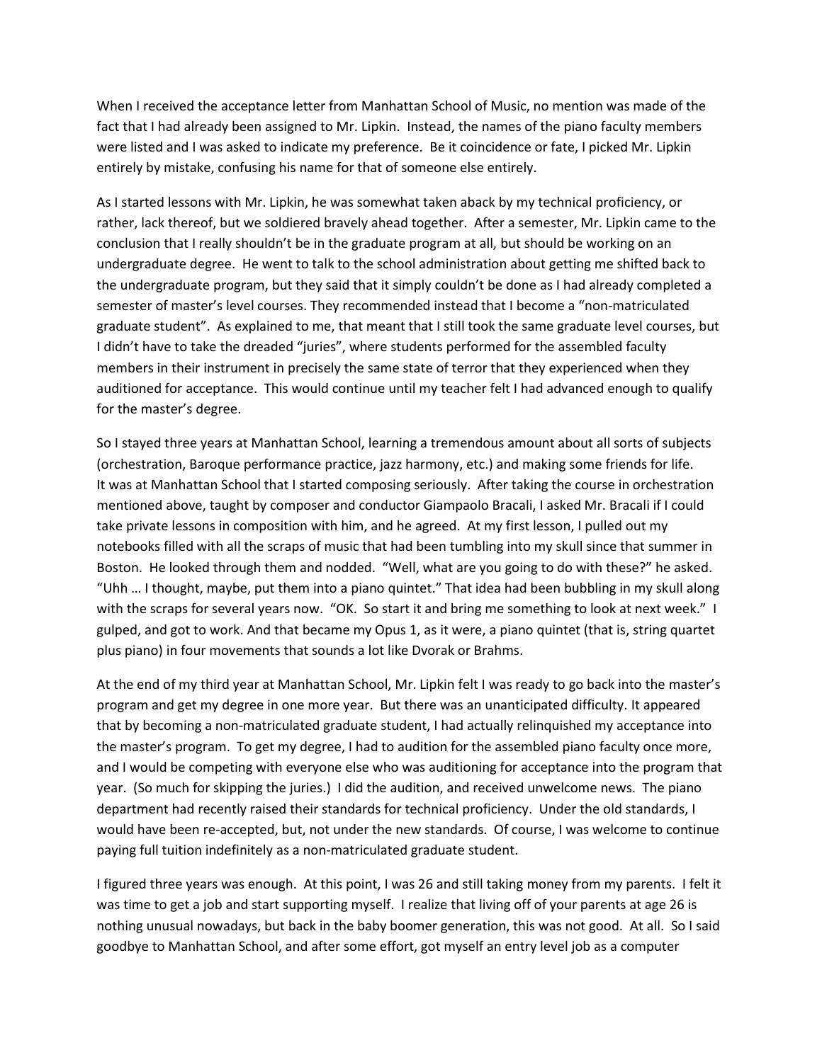When I received the acceptance letter from Manhattan School of Music, no mention was made of the fact that I had already been assigned to Mr. Lipkin. Instead, the names of the piano faculty members were listed and I was asked to indicate my preference. Be it coincidence or fate, I picked Mr. Lipkin entirely by mistake, confusing his name for that of someone else entirely.

As I started lessons with Mr. Lipkin, he was somewhat taken aback by my technical proficiency, or rather, lack thereof, but we soldiered bravely ahead together. After a semester, Mr. Lipkin came to the conclusion that I really shouldn't be in the graduate program at all, but should be working on an undergraduate degree. He went to talk to the school administration about getting me shifted back to the undergraduate program, but they said that it simply couldn't be done as I had already completed a semester of master's level courses. They recommended instead that I become a "non-matriculated graduate student". As explained to me, that meant that I still took the same graduate level courses, but I didn't have to take the dreaded "juries", where students performed for the assembled faculty members in their instrument in precisely the same state of terror that they experienced when they auditioned for acceptance. This would continue until my teacher felt I had advanced enough to qualify for the master's degree.

So I stayed three years at Manhattan School, learning a tremendous amount about all sorts of subjects (orchestration, Baroque performance practice, jazz harmony, etc.) and making some friends for life. It was at Manhattan School that I started composing seriously. After taking the course in orchestration mentioned above, taught by composer and conductor Giampaolo Bracali, I asked Mr. Bracali if I could take private lessons in composition with him, and he agreed. At my first lesson, I pulled out my notebooks filled with all the scraps of music that had been tumbling into my skull since that summer in Boston. He looked through them and nodded. "Well, what are you going to do with these?" he asked. "Uhh … I thought, maybe, put them into a piano quintet." That idea had been bubbling in my skull along with the scraps for several years now. "OK. So start it and bring me something to look at next week." I gulped, and got to work. And that became my Opus 1, as it were, a piano quintet (that is, string quartet plus piano) in four movements that sounds a lot like Dvorak or Brahms.

At the end of my third year at Manhattan School, Mr. Lipkin felt I was ready to go back into the master's program and get my degree in one more year. But there was an unanticipated difficulty. It appeared that by becoming a non-matriculated graduate student, I had actually relinquished my acceptance into the master's program. To get my degree, I had to audition for the assembled piano faculty once more, and I would be competing with everyone else who was auditioning for acceptance into the program that year. (So much for skipping the juries.) I did the audition, and received unwelcome news. The piano department had recently raised their standards for technical proficiency. Under the old standards, I would have been re-accepted, but, not under the new standards. Of course, I was welcome to continue paying full tuition indefinitely as a non-matriculated graduate student.

I figured three years was enough. At this point, I was 26 and still taking money from my parents. I felt it was time to get a job and start supporting myself. I realize that living off of your parents at age 26 is nothing unusual nowadays, but back in the baby boomer generation, this was not good. At all. So I said goodbye to Manhattan School, and after some effort, got myself an entry level job as a computer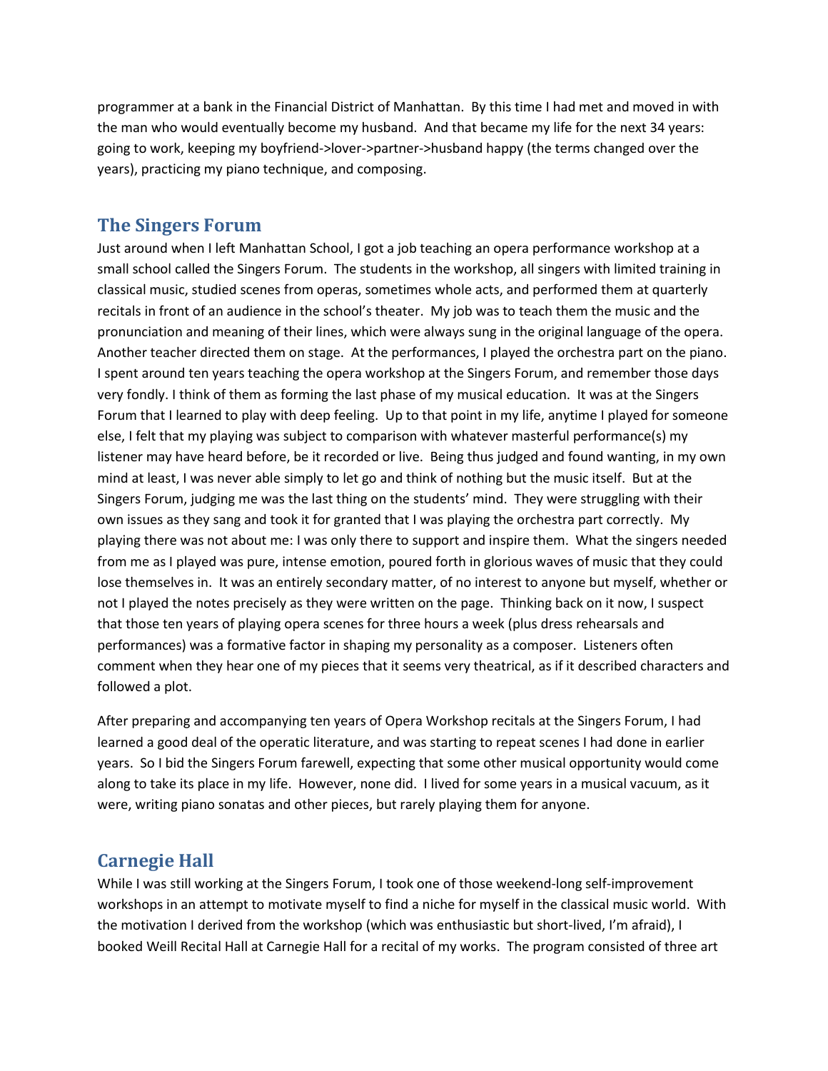programmer at a bank in the Financial District of Manhattan. By this time I had met and moved in with the man who would eventually become my husband. And that became my life for the next 34 years: going to work, keeping my boyfriend->lover->partner->husband happy (the terms changed over the years), practicing my piano technique, and composing.

## The Singers Forum

Just around when I left Manhattan School, I got a job teaching an opera performance workshop at a small school called the Singers Forum. The students in the workshop, all singers with limited training in classical music, studied scenes from operas, sometimes whole acts, and performed them at quarterly recitals in front of an audience in the school's theater. My job was to teach them the music and the pronunciation and meaning of their lines, which were always sung in the original language of the opera. Another teacher directed them on stage. At the performances, I played the orchestra part on the piano. I spent around ten years teaching the opera workshop at the Singers Forum, and remember those days very fondly. I think of them as forming the last phase of my musical education. It was at the Singers Forum that I learned to play with deep feeling. Up to that point in my life, anytime I played for someone else, I felt that my playing was subject to comparison with whatever masterful performance(s) my listener may have heard before, be it recorded or live. Being thus judged and found wanting, in my own mind at least, I was never able simply to let go and think of nothing but the music itself. But at the Singers Forum, judging me was the last thing on the students' mind. They were struggling with their own issues as they sang and took it for granted that I was playing the orchestra part correctly. My playing there was not about me: I was only there to support and inspire them. What the singers needed from me as I played was pure, intense emotion, poured forth in glorious waves of music that they could lose themselves in. It was an entirely secondary matter, of no interest to anyone but myself, whether or not I played the notes precisely as they were written on the page. Thinking back on it now, I suspect that those ten years of playing opera scenes for three hours a week (plus dress rehearsals and performances) was a formative factor in shaping my personality as a composer. Listeners often comment when they hear one of my pieces that it seems very theatrical, as if it described characters and followed a plot.

After preparing and accompanying ten years of Opera Workshop recitals at the Singers Forum, I had learned a good deal of the operatic literature, and was starting to repeat scenes I had done in earlier years. So I bid the Singers Forum farewell, expecting that some other musical opportunity would come along to take its place in my life. However, none did. I lived for some years in a musical vacuum, as it were, writing piano sonatas and other pieces, but rarely playing them for anyone.

## Carnegie Hall

While I was still working at the Singers Forum, I took one of those weekend-long self-improvement workshops in an attempt to motivate myself to find a niche for myself in the classical music world. With the motivation I derived from the workshop (which was enthusiastic but short-lived, I'm afraid), I booked Weill Recital Hall at Carnegie Hall for a recital of my works. The program consisted of three art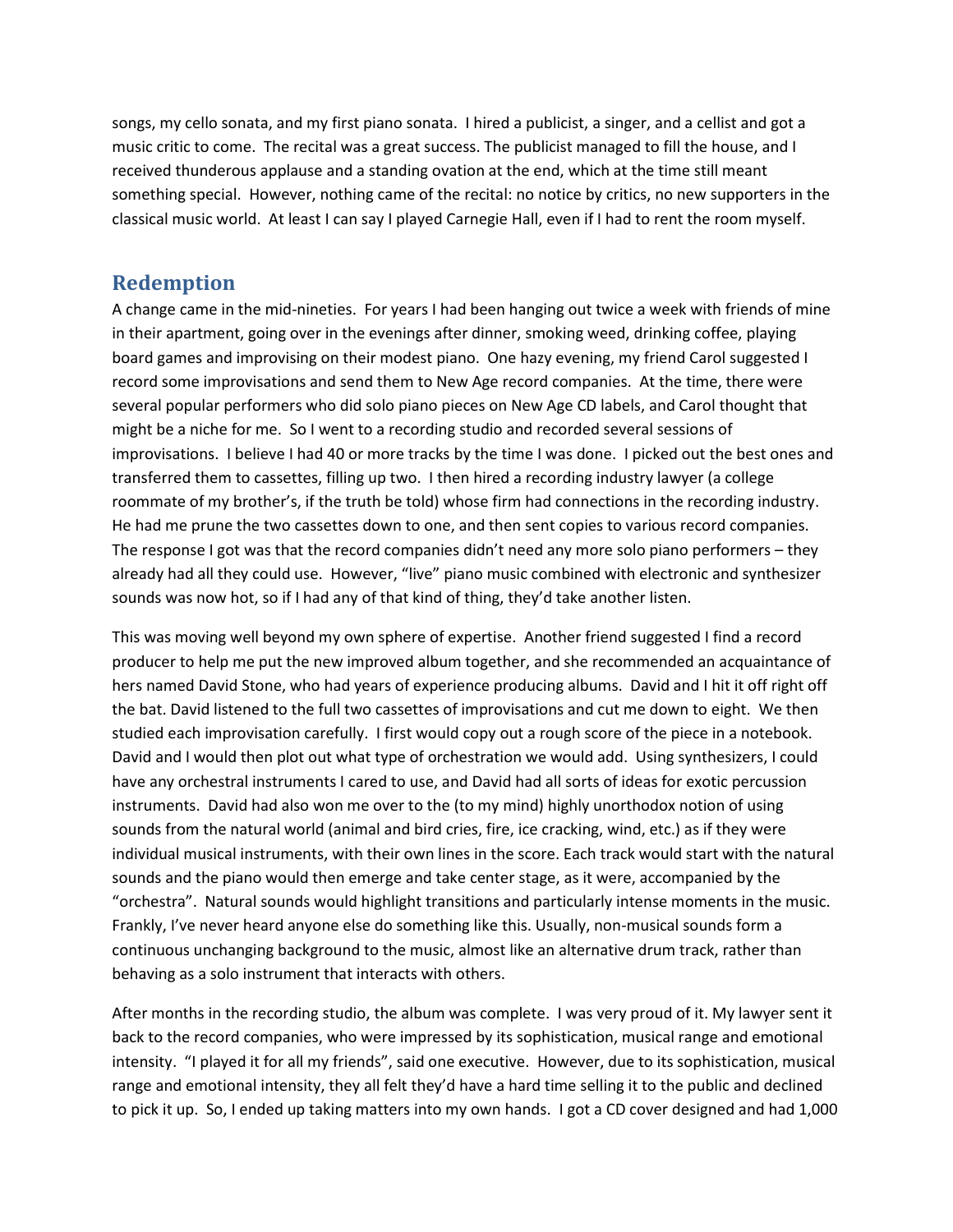songs, my cello sonata, and my first piano sonata. I hired a publicist, a singer, and a cellist and got a music critic to come. The recital was a great success. The publicist managed to fill the house, and I received thunderous applause and a standing ovation at the end, which at the time still meant something special. However, nothing came of the recital: no notice by critics, no new supporters in the classical music world. At least I can say I played Carnegie Hall, even if I had to rent the room myself.

## Redemption

A change came in the mid-nineties. For years I had been hanging out twice a week with friends of mine in their apartment, going over in the evenings after dinner, smoking weed, drinking coffee, playing board games and improvising on their modest piano. One hazy evening, my friend Carol suggested I record some improvisations and send them to New Age record companies. At the time, there were several popular performers who did solo piano pieces on New Age CD labels, and Carol thought that might be a niche for me. So I went to a recording studio and recorded several sessions of improvisations. I believe I had 40 or more tracks by the time I was done. I picked out the best ones and transferred them to cassettes, filling up two. I then hired a recording industry lawyer (a college roommate of my brother's, if the truth be told) whose firm had connections in the recording industry. He had me prune the two cassettes down to one, and then sent copies to various record companies. The response I got was that the record companies didn't need any more solo piano performers – they already had all they could use. However, "live" piano music combined with electronic and synthesizer sounds was now hot, so if I had any of that kind of thing, they'd take another listen.

This was moving well beyond my own sphere of expertise. Another friend suggested I find a record producer to help me put the new improved album together, and she recommended an acquaintance of hers named David Stone, who had years of experience producing albums. David and I hit it off right off the bat. David listened to the full two cassettes of improvisations and cut me down to eight. We then studied each improvisation carefully. I first would copy out a rough score of the piece in a notebook. David and I would then plot out what type of orchestration we would add. Using synthesizers, I could have any orchestral instruments I cared to use, and David had all sorts of ideas for exotic percussion instruments. David had also won me over to the (to my mind) highly unorthodox notion of using sounds from the natural world (animal and bird cries, fire, ice cracking, wind, etc.) as if they were individual musical instruments, with their own lines in the score. Each track would start with the natural sounds and the piano would then emerge and take center stage, as it were, accompanied by the "orchestra". Natural sounds would highlight transitions and particularly intense moments in the music. Frankly, I've never heard anyone else do something like this. Usually, non-musical sounds form a continuous unchanging background to the music, almost like an alternative drum track, rather than behaving as a solo instrument that interacts with others.

After months in the recording studio, the album was complete. I was very proud of it. My lawyer sent it back to the record companies, who were impressed by its sophistication, musical range and emotional intensity. "I played it for all my friends", said one executive. However, due to its sophistication, musical range and emotional intensity, they all felt they'd have a hard time selling it to the public and declined to pick it up. So, I ended up taking matters into my own hands. I got a CD cover designed and had 1,000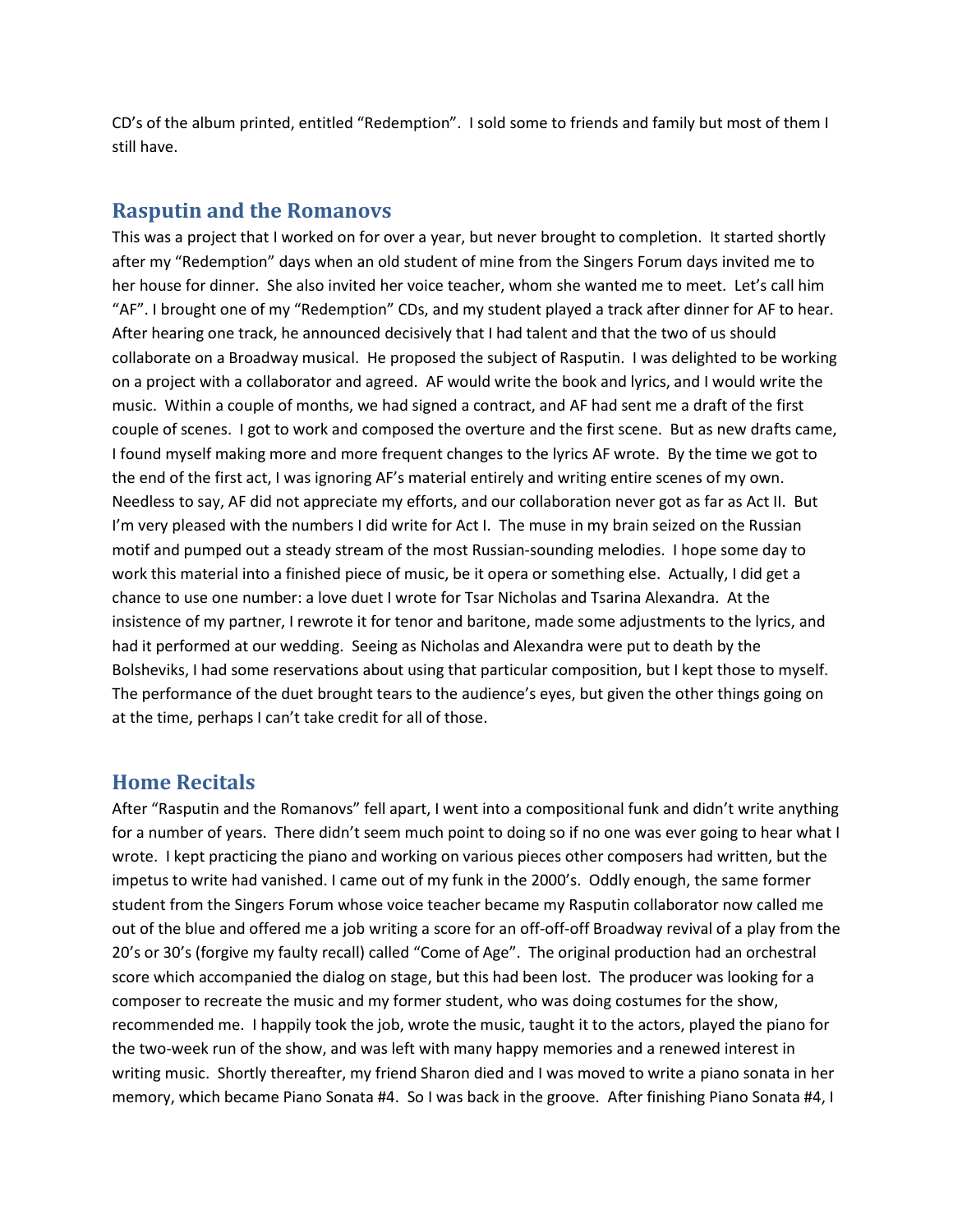CD’s of the album printed, entitled “Redemption”. I sold some to friends and family but most of them I still have.

## Rasputin and the Romanovs

This was a project that I worked on for over a year, but never brought to completion. It started shortly after my “Redemption” days when an old student of mine from the Singers Forum days invited me to her house for dinner. She also invited her voice teacher, whom she wanted me to meet. Let’s call him “AF”. I brought one of my “Redemption” CDs, and my student played a track after dinner for AF to hear. After hearing one track, he announced decisively that I had talent and that the two of us should collaborate on a Broadway musical. He proposed the subject of Rasputin. I was delighted to be working on a project with a collaborator and agreed. AF would write the book and lyrics, and I would write the music. Within a couple of months, we had signed a contract, and AF had sent me a draft of the first couple of scenes. I got to work and composed the overture and the first scene. But as new drafts came, I found myself making more and more frequent changes to the lyrics AF wrote. By the time we got to the end of the first act, I was ignoring AF’s material entirely and writing entire scenes of my own. Needless to say, AF did not appreciate my efforts, and our collaboration never got as far as Act II. But I’m very pleased with the numbers I did write for Act I. The muse in my brain seized on the Russian motif and pumped out a steady stream of the most Russian-sounding melodies. I hope some day to work this material into a finished piece of music, be it opera or something else. Actually, I did get a chance to use one number: a love duet I wrote for Tsar Nicholas and Tsarina Alexandra. At the insistence of my partner, I rewrote it for tenor and baritone, made some adjustments to the lyrics, and had it performed at our wedding. Seeing as Nicholas and Alexandra were put to death by the Bolsheviks, I had some reservations about using that particular composition, but I kept those to myself. The performance of the duet brought tears to the audience’s eyes, but given the other things going on at the time, perhaps I can’t take credit for all of those.

## Home Recitals

After “Rasputin and the Romanovs” fell apart, I went into a compositional funk and didn’t write anything for a number of years. There didn’t seem much point to doing so if no one was ever going to hear what I wrote. I kept practicing the piano and working on various pieces other composers had written, but the impetus to write had vanished. I came out of my funk in the 2000’s. Oddly enough, the same former student from the Singers Forum whose voice teacher became my Rasputin collaborator now called me out of the blue and offered me a job writing a score for an off-off-off Broadway revival of a play from the 20’s or 30’s (forgive my faulty recall) called “Come of Age”. The original production had an orchestral score which accompanied the dialog on stage, but this had been lost. The producer was looking for a composer to recreate the music and my former student, who was doing costumes for the show, recommended me. I happily took the job, wrote the music, taught it to the actors, played the piano for the two-week run of the show, and was left with many happy memories and a renewed interest in writing music. Shortly thereafter, my friend Sharon died and I was moved to write a piano sonata in her memory, which became Piano Sonata #4. So I was back in the groove. After finishing Piano Sonata #4, I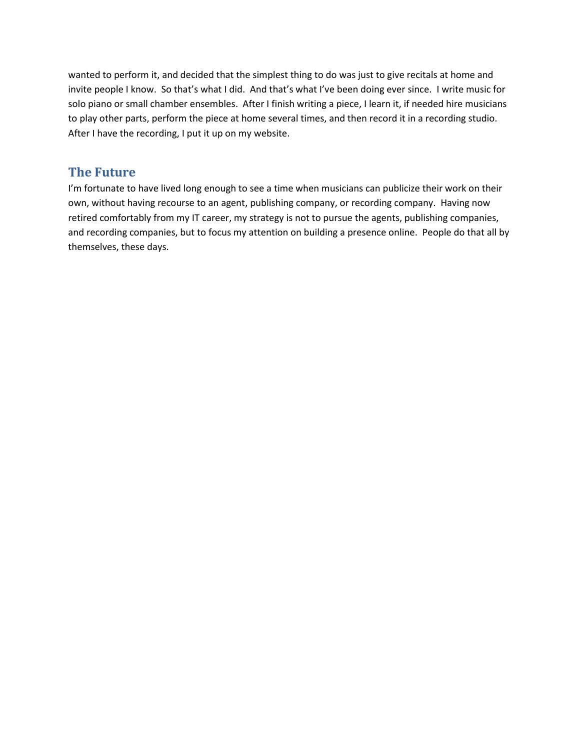wanted to perform it, and decided that the simplest thing to do was just to give recitals at home and invite people I know. So that's what I did. And that's what I've been doing ever since. I write music for solo piano or small chamber ensembles. After I finish writing a piece, I learn it, if needed hire musicians to play other parts, perform the piece at home several times, and then record it in a recording studio. After I have the recording, I put it up on my website.

## The Future

I'm fortunate to have lived long enough to see a time when musicians can publicize their work on their own, without having recourse to an agent, publishing company, or recording company. Having now retired comfortably from my IT career, my strategy is not to pursue the agents, publishing companies, and recording companies, but to focus my attention on building a presence online. People do that all by themselves, these days.